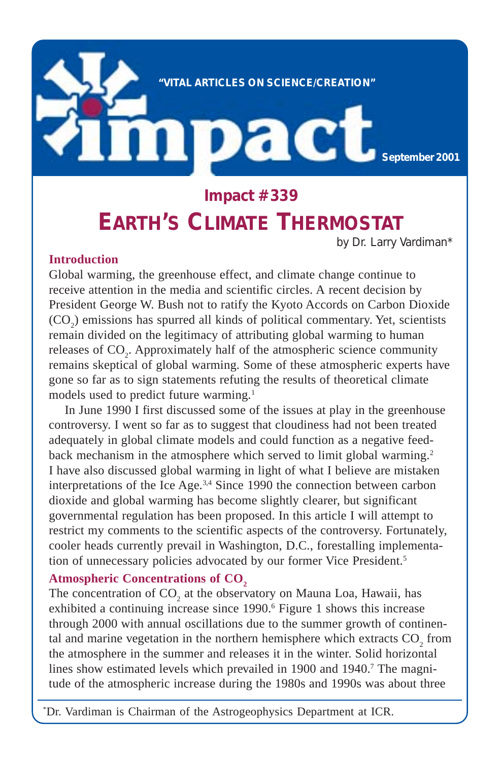"VITAL ARTICLES ON SCIENCE/CREATION"

# impact

September 2001

## Impact #339

# EARTH'S CLIMATE THERMOSTAT

by Dr. Larry Vardiman*

### Introduction

Global warming, the greenhouse effect, and climate change continue to receive attention in the media and scientific circles. A recent decision by President George W. Bush not to ratify the Kyoto Accords on Carbon Dioxide ($CO_2$) emissions has spurred all kinds of political commentary. Yet, scientists remain divided on the legitimacy of attributing global warming to human releases of $CO_2$. Approximately half of the atmospheric science community remains skeptical of global warming. Some of these atmospheric experts have gone so far as to sign statements refuting the results of theoretical climate models used to predict future warming.[1]

In June 1990 I first discussed some of the issues at play in the greenhouse controversy. I went so far as to suggest that cloudiness had not been treated adequately in global climate models and could function as a negative feedback mechanism in the atmosphere which served to limit global warming.[2] I have also discussed global warming in light of what I believe are mistaken interpretations of the Ice Age.[3,4] Since 1990 the connection between carbon dioxide and global warming has become slightly clearer, but significant governmental regulation has been proposed. In this article I will attempt to restrict my comments to the scientific aspects of the controversy. Fortunately, cooler heads currently prevail in Washington, D.C., forestalling implementation of unnecessary policies advocated by our former Vice President.[5]

### Atmospheric Concentrations of $CO_2$

The concentration of $CO_2$ at the observatory on Mauna Loa, Hawaii, has exhibited a continuing increase since 1990.[6] Figure 1 shows this increase through 2000 with annual oscillations due to the summer growth of continental and marine vegetation in the northern hemisphere which extracts $CO_2$ from the atmosphere in the summer and releases it in the winter. Solid horizontal lines show estimated levels which prevailed in 1900 and 1940.[7] The magnitude of the atmospheric increase during the 1980s and 1990s was about three

*Dr. Vardiman is Chairman of the Astrogeophysics Department at ICR.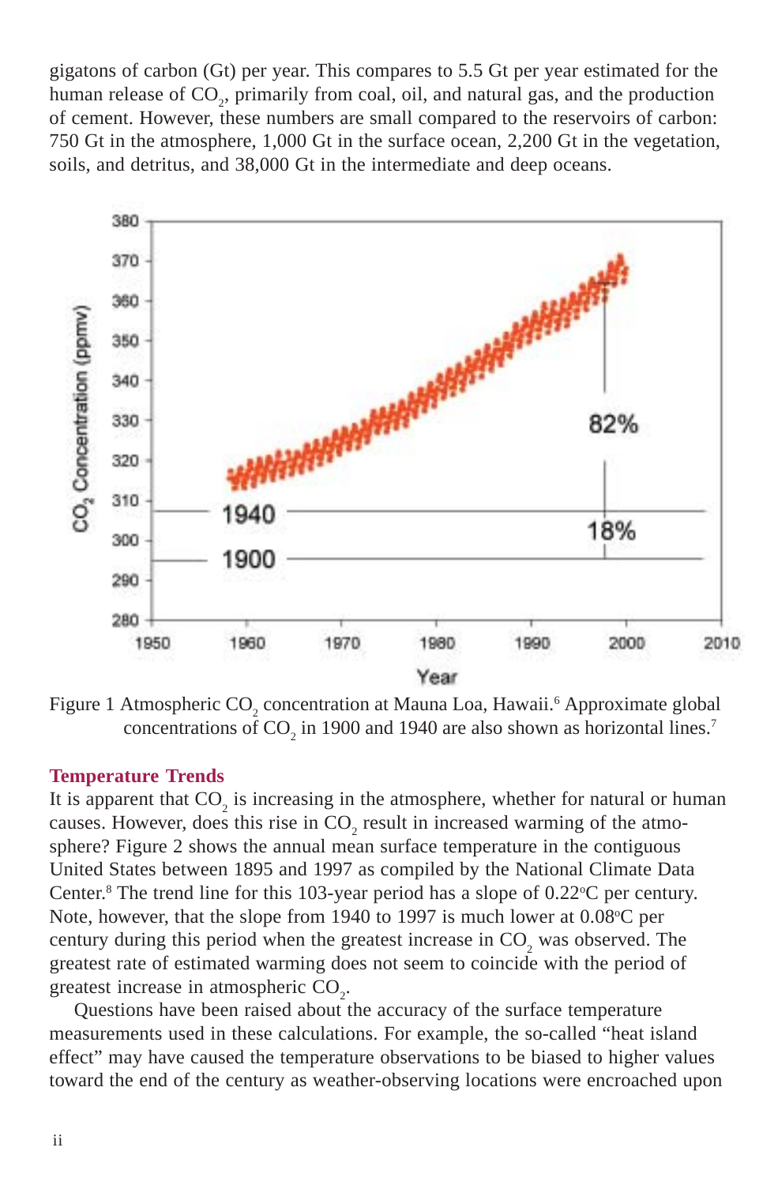gigatons of carbon (Gt) per year. This compares to 5.5 Gt per year estimated for the human release of $CO_2$, primarily from coal, oil, and natural gas, and the production of cement. However, these numbers are small compared to the reservoirs of carbon: 750 Gt in the atmosphere, 1,000 Gt in the surface ocean, 2,200 Gt in the vegetation, soils, and detritus, and 38,000 Gt in the intermediate and deep oceans.

Figure 1 Atmospheric $CO_2$ concentration at Mauna Loa, Hawaii.[6] Approximate global concentrations of $CO_2$ in 1900 and 1940 are also shown as horizontal lines.[7]

## Temperature Trends

It is apparent that $CO_2$ is increasing in the atmosphere, whether for natural or human causes. However, does this rise in $CO_2$ result in increased warming of the atmosphere? Figure 2 shows the annual mean surface temperature in the contiguous United States between 1895 and 1997 as compiled by the National Climate Data Center.[8] The trend line for this 103-year period has a slope of 0.22°C per century. Note, however, that the slope from 1940 to 1997 is much lower at 0.08°C per century during this period when the greatest increase in $CO_2$ was observed. The greatest rate of estimated warming does not seem to coincide with the period of greatest increase in atmospheric $CO_2$.

Questions have been raised about the accuracy of the surface temperature measurements used in these calculations. For example, the so-called "heat island effect" may have caused the temperature observations to be biased to higher values toward the end of the century as weather-observing locations were encroached upon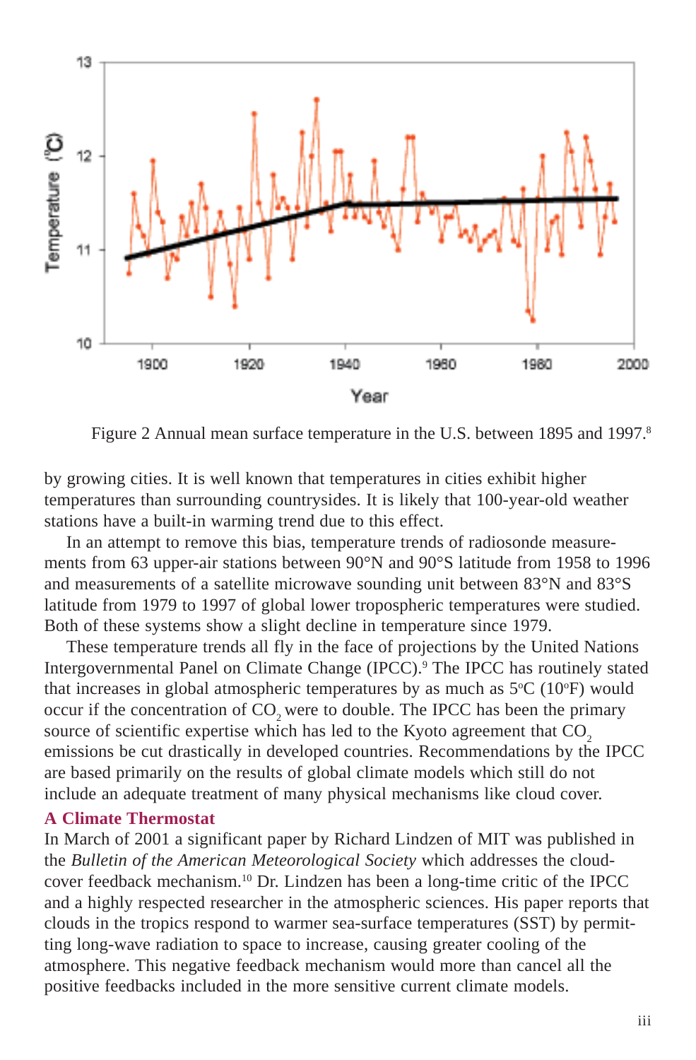Figure 2 Annual mean surface temperature in the U.S. between 1895 and 1997.[8]

by growing cities. It is well known that temperatures in cities exhibit higher temperatures than surrounding countrysides. It is likely that 100-year-old weather stations have a built-in warming trend due to this effect.

In an attempt to remove this bias, temperature trends of radiosonde measurements from 63 upper-air stations between 90°N and 90°S latitude from 1958 to 1996 and measurements of a satellite microwave sounding unit between 83°N and 83°S latitude from 1979 to 1997 of global lower tropospheric temperatures were studied. Both of these systems show a slight decline in temperature since 1979.

These temperature trends all fly in the face of projections by the United Nations Intergovernmental Panel on Climate Change (IPCC).[9] The IPCC has routinely stated that increases in global atmospheric temperatures by as much as 5°C (10°F) would occur if the concentration of $CO_2$ were to double. The IPCC has been the primary source of scientific expertise which has led to the Kyoto agreement that $CO_2$ emissions be cut drastically in developed countries. Recommendations by the IPCC are based primarily on the results of global climate models which still do not include an adequate treatment of many physical mechanisms like cloud cover.

### A Climate Thermostat

In March of 2001 a significant paper by Richard Lindzen of MIT was published in the *Bulletin of the American Meteorological Society* which addresses the cloud-cover feedback mechanism.[10] Dr. Lindzen has been a long-time critic of the IPCC and a highly respected researcher in the atmospheric sciences. His paper reports that clouds in the tropics respond to warmer sea-surface temperatures (SST) by permitting long-wave radiation to space to increase, causing greater cooling of the atmosphere. This negative feedback mechanism would more than cancel all the positive feedbacks included in the more sensitive current climate models.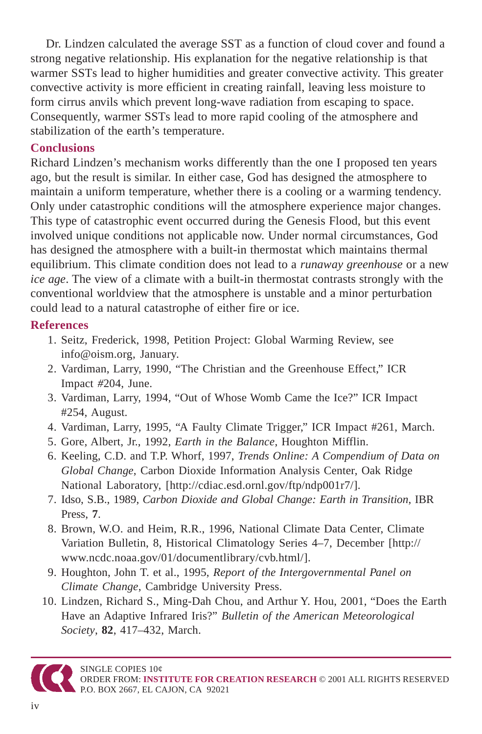Dr. Lindzen calculated the average SST as a function of cloud cover and found a strong negative relationship. His explanation for the negative relationship is that warmer SSTs lead to higher humidities and greater convective activity. This greater convective activity is more efficient in creating rainfall, leaving less moisture to form cirrus anvils which prevent long-wave radiation from escaping to space. Consequently, warmer SSTs lead to more rapid cooling of the atmosphere and stabilization of the earth's temperature.

### Conclusions

Richard Lindzen's mechanism works differently than the one I proposed ten years ago, but the result is similar. In either case, God has designed the atmosphere to maintain a uniform temperature, whether there is a cooling or a warming tendency. Only under catastrophic conditions will the atmosphere experience major changes. This type of catastrophic event occurred during the Genesis Flood, but this event involved unique conditions not applicable now. Under normal circumstances, God has designed the atmosphere with a built-in thermostat which maintains thermal equilibrium. This climate condition does not lead to a *runaway greenhouse* or a new *ice age*. The view of a climate with a built-in thermostat contrasts strongly with the conventional worldview that the atmosphere is unstable and a minor perturbation could lead to a natural catastrophe of either fire or ice.

### References

1. Seitz, Frederick, 1998, Petition Project: Global Warming Review, see info@oism.org, January.
2. Vardiman, Larry, 1990, "The Christian and the Greenhouse Effect," ICR Impact #204, June.
3. Vardiman, Larry, 1994, "Out of Whose Womb Came the Ice?" ICR Impact #254, August.
4. Vardiman, Larry, 1995, "A Faulty Climate Trigger," ICR Impact #261, March.
5. Gore, Albert, Jr., 1992, *Earth in the Balance*, Houghton Mifflin.
6. Keeling, C.D. and T.P. Whorf, 1997, *Trends Online: A Compendium of Data on Global Change*, Carbon Dioxide Information Analysis Center, Oak Ridge National Laboratory, [http://cdiac.esd.ornl.gov/ftp/ndp001r7/].
7. Idso, S.B., 1989, *Carbon Dioxide and Global Change: Earth in Transition*, IBR Press, **7**.
8. Brown, W.O. and Heim, R.R., 1996, National Climate Data Center, Climate Variation Bulletin, 8, Historical Climatology Series 4–7, December [http://www.ncdc.noaa.gov/01/documentlibrary/cvb.html/].
9. Houghton, John T. et al., 1995, *Report of the Intergovernmental Panel on Climate Change*, Cambridge University Press.
10. Lindzen, Richard S., Ming-Dah Chou, and Arthur Y. Hou, 2001, "Does the Earth Have an Adaptive Infrared Iris?" *Bulletin of the American Meteorological Society*, **82**, 417–432, March.

SINGLE COPIES 10¢
ORDER FROM: **INSTITUTE FOR CREATION RESEARCH** © 2001 ALL RIGHTS RESERVED
P.O. BOX 2667, EL CAJON, CA 92021